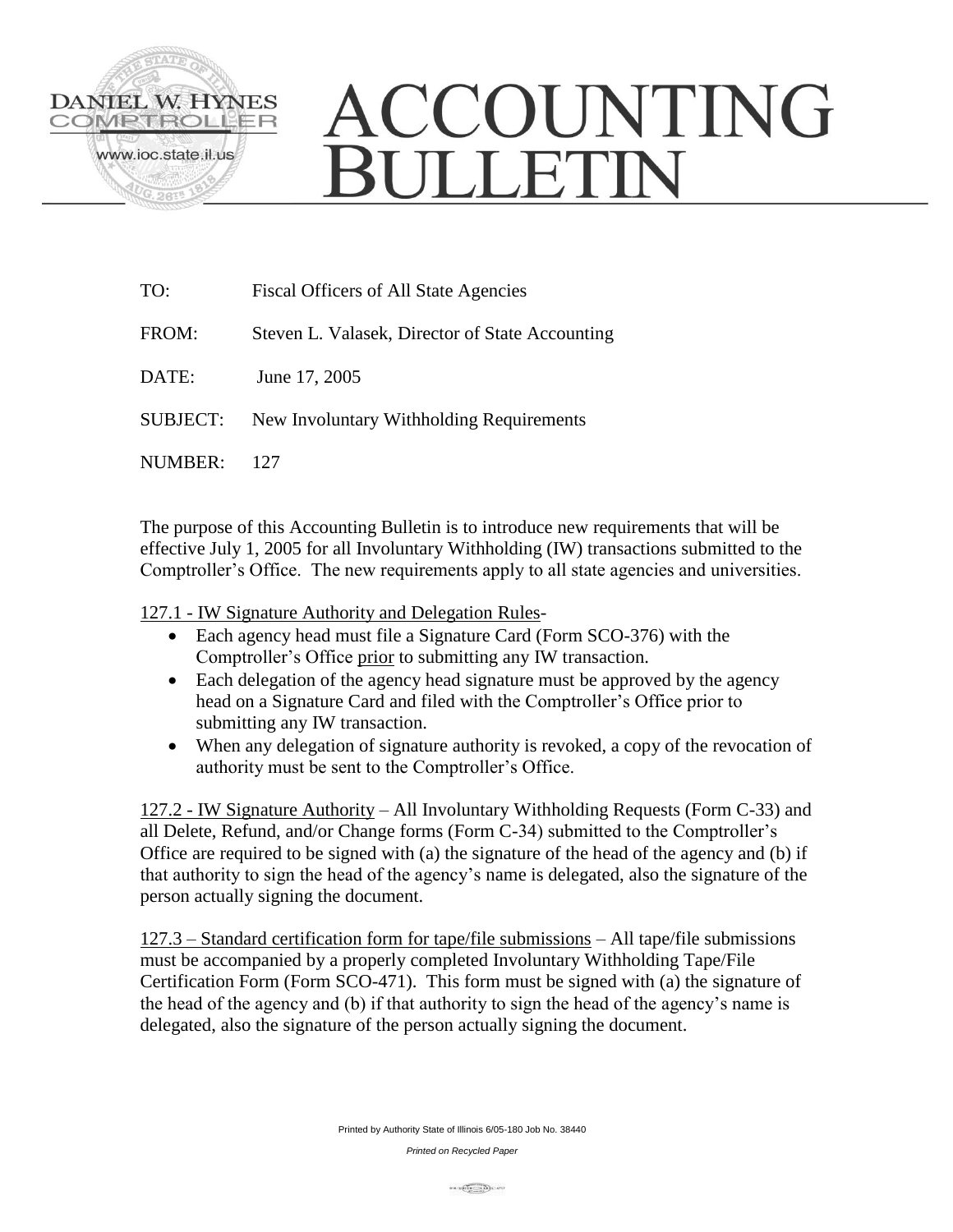DANIEL W. HYNES
COMPTROLLER
www.ioc.state.il.us

# ACCOUNTING BULLETIN

TO: Fiscal Officers of All State Agencies

FROM: Steven L. Valasek, Director of State Accounting

DATE: June 17, 2005

SUBJECT: New Involuntary Withholding Requirements

NUMBER: 127

The purpose of this Accounting Bulletin is to introduce new requirements that will be effective July 1, 2005 for all Involuntary Withholding (IW) transactions submitted to the Comptroller's Office. The new requirements apply to all state agencies and universities.

127.1 - IW Signature Authority and Delegation Rules-

- Each agency head must file a Signature Card (Form SCO-376) with the Comptroller's Office prior to submitting any IW transaction.
- Each delegation of the agency head signature must be approved by the agency head on a Signature Card and filed with the Comptroller's Office prior to submitting any IW transaction.
- When any delegation of signature authority is revoked, a copy of the revocation of authority must be sent to the Comptroller's Office.

127.2 - IW Signature Authority – All Involuntary Withholding Requests (Form C-33) and all Delete, Refund, and/or Change forms (Form C-34) submitted to the Comptroller's Office are required to be signed with (a) the signature of the head of the agency and (b) if that authority to sign the head of the agency's name is delegated, also the signature of the person actually signing the document.

127.3 – Standard certification form for tape/file submissions – All tape/file submissions must be accompanied by a properly completed Involuntary Withholding Tape/File Certification Form (Form SCO-471). This form must be signed with (a) the signature of the head of the agency and (b) if that authority to sign the head of the agency's name is delegated, also the signature of the person actually signing the document.

Printed by Authority State of Illinois 6/05-180 Job No. 38440

*Printed on Recycled Paper*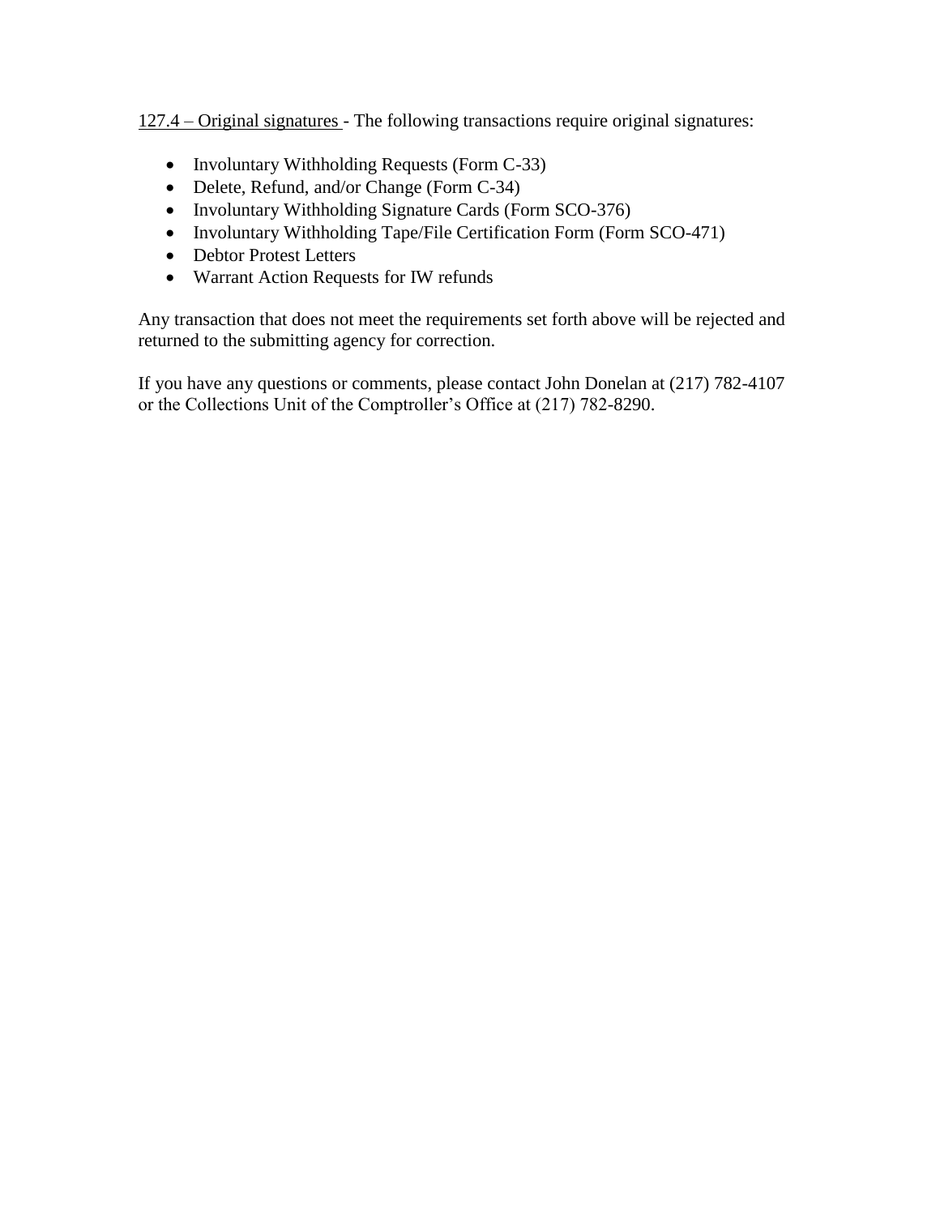<u>127.4 – Original signatures</u> - The following transactions require original signatures:

- Involuntary Withholding Requests (Form C-33)
- Delete, Refund, and/or Change (Form C-34)
- Involuntary Withholding Signature Cards (Form SCO-376)
- Involuntary Withholding Tape/File Certification Form (Form SCO-471)
- Debtor Protest Letters
- Warrant Action Requests for IW refunds

Any transaction that does not meet the requirements set forth above will be rejected and returned to the submitting agency for correction.

If you have any questions or comments, please contact John Donelan at (217) 782-4107 or the Collections Unit of the Comptroller's Office at (217) 782-8290.